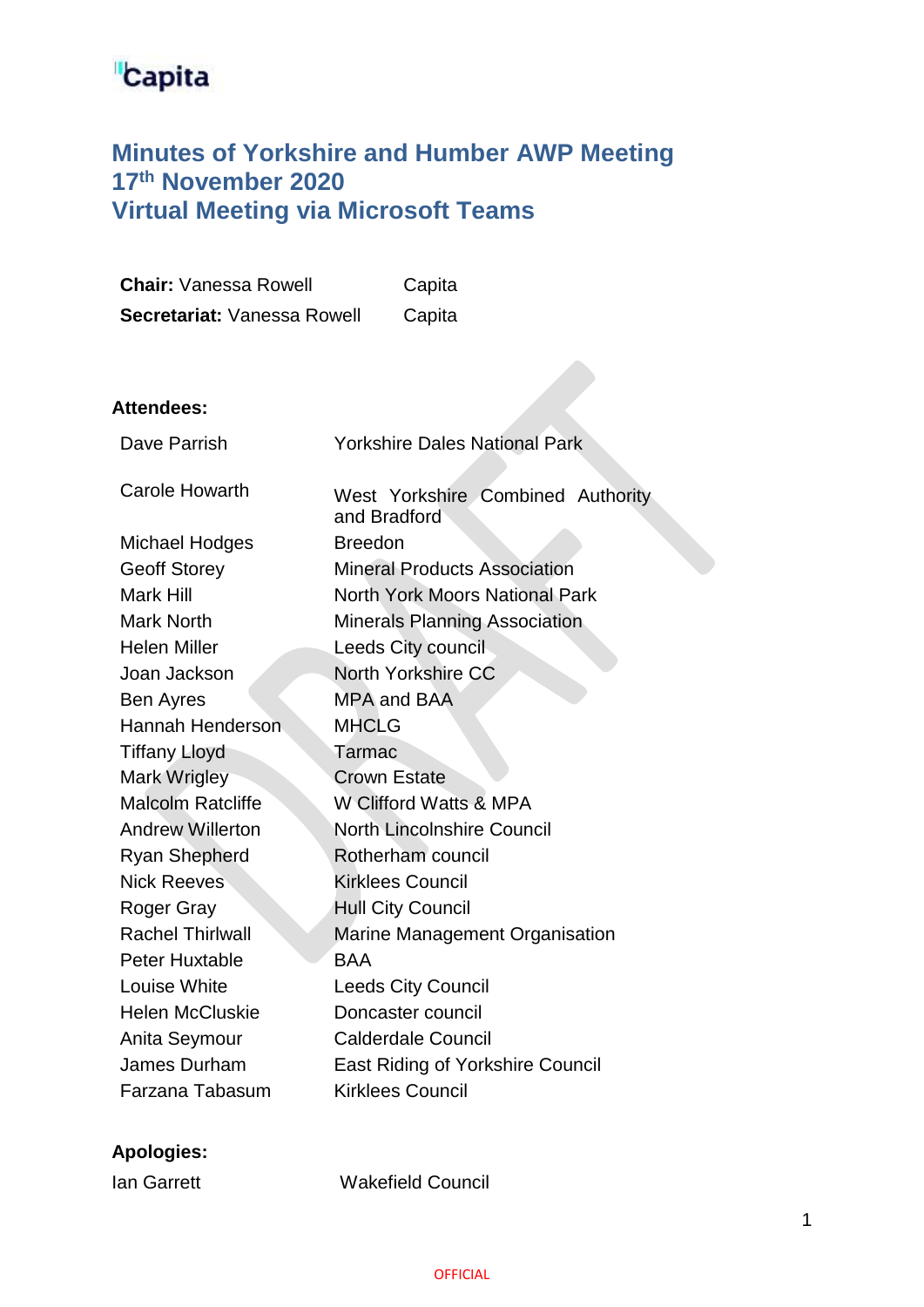Capita

# Minutes of Yorkshire and Humber AWP Meeting 17th November 2020 Virtual Meeting via Microsoft Teams

| | |
|---|---|
| **Chair:** Vanessa Rowell | Capita |
| **Secretariat:** Vanessa Rowell | Capita |

**Attendees:**

| | |
|---|---|
| Dave Parrish | Yorkshire Dales National Park |
| Carole Howarth | West Yorkshire Combined Authority and Bradford |
| Michael Hodges | Breedon |
| Geoff Storey | Mineral Products Association |
| Mark Hill | North York Moors National Park |
| Mark North | Minerals Planning Association |
| Helen Miller | Leeds City council |
| Joan Jackson | North Yorkshire CC |
| Ben Ayres | MPA and BAA |
| Hannah Henderson | MHCLG |
| Tiffany Lloyd | Tarmac |
| Mark Wrigley | Crown Estate |
| Malcolm Ratcliffe | W Clifford Watts & MPA |
| Andrew Willerton | North Lincolnshire Council |
| Ryan Shepherd | Rotherham council |
| Nick Reeves | Kirklees Council |
| Roger Gray | Hull City Council |
| Rachel Thirlwall | Marine Management Organisation |
| Peter Huxtable | BAA |
| Louise White | Leeds City Council |
| Helen McCluskie | Doncaster council |
| Anita Seymour | Calderdale Council |
| James Durham | East Riding of Yorkshire Council |
| Farzana Tabasum | Kirklees Council |

**Apologies:**

| | |
|---|---|
| Ian Garrett | Wakefield Council |

OFFICIAL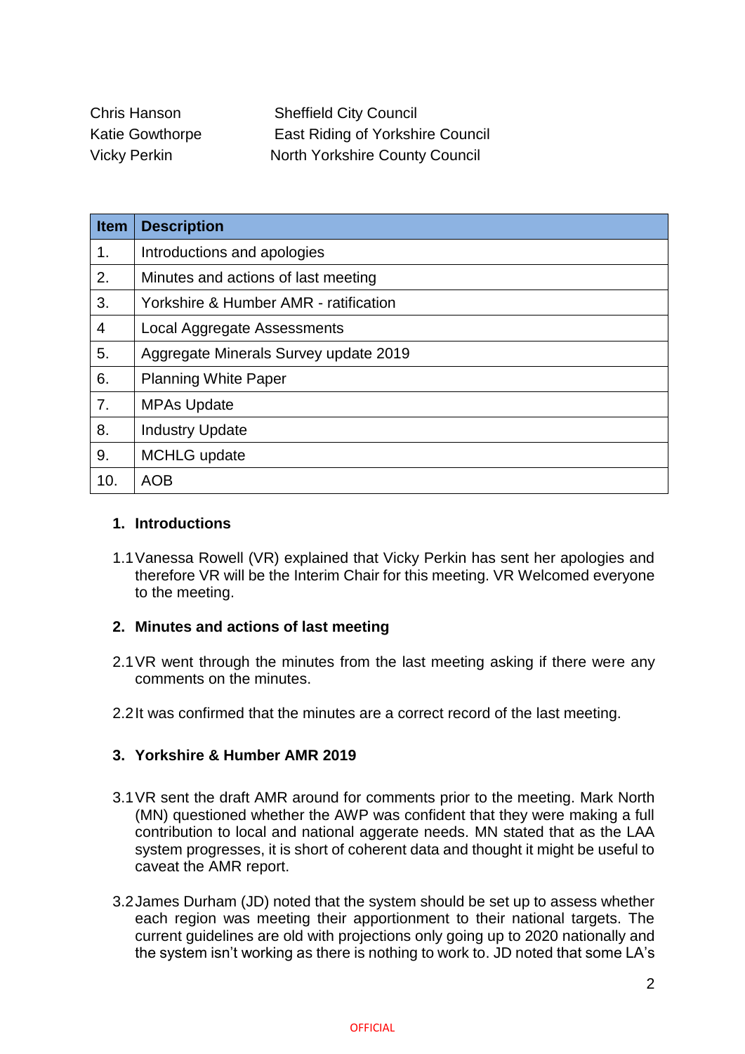| | |
|---|---|
| Chris Hanson | Sheffield City Council |
| Katie Gowthorpe | East Riding of Yorkshire Council |
| Vicky Perkin | North Yorkshire County Council |

| Item | Description |
|---|---|
| 1. | Introductions and apologies |
| 2. | Minutes and actions of last meeting |
| 3. | Yorkshire & Humber AMR - ratification |
| 4 | Local Aggregate Assessments |
| 5. | Aggregate Minerals Survey update 2019 |
| 6. | Planning White Paper |
| 7. | MPAs Update |
| 8. | Industry Update |
| 9. | MCHLG update |
| 10. | AOB |

## 1. Introductions

1.1 Vanessa Rowell (VR) explained that Vicky Perkin has sent her apologies and therefore VR will be the Interim Chair for this meeting. VR Welcomed everyone to the meeting.

## 2. Minutes and actions of last meeting

2.1 VR went through the minutes from the last meeting asking if there were any comments on the minutes.

2.2 It was confirmed that the minutes are a correct record of the last meeting.

## 3. Yorkshire & Humber AMR 2019

3.1 VR sent the draft AMR around for comments prior to the meeting. Mark North (MN) questioned whether the AWP was confident that they were making a full contribution to local and national aggerate needs. MN stated that as the LAA system progresses, it is short of coherent data and thought it might be useful to caveat the AMR report.

3.2 James Durham (JD) noted that the system should be set up to assess whether each region was meeting their apportionment to their national targets. The current guidelines are old with projections only going up to 2020 nationally and the system isn't working as there is nothing to work to. JD noted that some LA's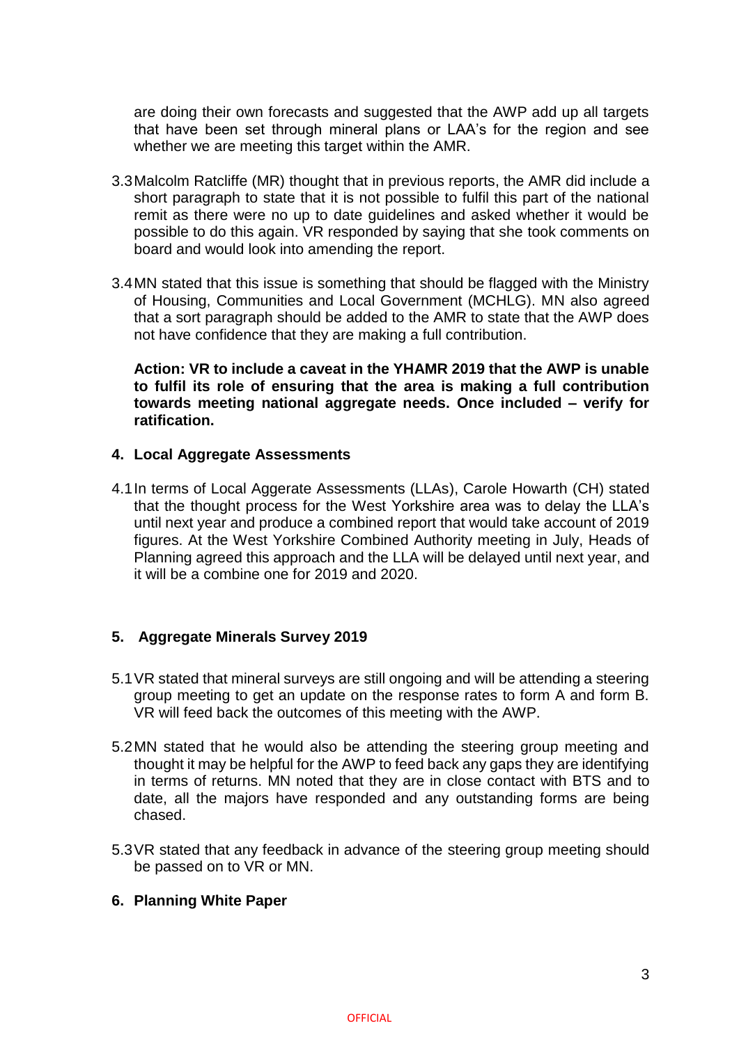are doing their own forecasts and suggested that the AWP add up all targets that have been set through mineral plans or LAA's for the region and see whether we are meeting this target within the AMR.

3.3 Malcolm Ratcliffe (MR) thought that in previous reports, the AMR did include a short paragraph to state that it is not possible to fulfil this part of the national remit as there were no up to date guidelines and asked whether it would be possible to do this again. VR responded by saying that she took comments on board and would look into amending the report.

3.4 MN stated that this issue is something that should be flagged with the Ministry of Housing, Communities and Local Government (MCHLG). MN also agreed that a sort paragraph should be added to the AMR to state that the AWP does not have confidence that they are making a full contribution.

**Action: VR to include a caveat in the YHAMR 2019 that the AWP is unable to fulfil its role of ensuring that the area is making a full contribution towards meeting national aggregate needs. Once included – verify for ratification.**

## 4. Local Aggregate Assessments

4.1 In terms of Local Aggerate Assessments (LLAs), Carole Howarth (CH) stated that the thought process for the West Yorkshire area was to delay the LLA's until next year and produce a combined report that would take account of 2019 figures. At the West Yorkshire Combined Authority meeting in July, Heads of Planning agreed this approach and the LLA will be delayed until next year, and it will be a combine one for 2019 and 2020.

## 5. Aggregate Minerals Survey 2019

5.1 VR stated that mineral surveys are still ongoing and will be attending a steering group meeting to get an update on the response rates to form A and form B. VR will feed back the outcomes of this meeting with the AWP.

5.2 MN stated that he would also be attending the steering group meeting and thought it may be helpful for the AWP to feed back any gaps they are identifying in terms of returns. MN noted that they are in close contact with BTS and to date, all the majors have responded and any outstanding forms are being chased.

5.3 VR stated that any feedback in advance of the steering group meeting should be passed on to VR or MN.

## 6. Planning White Paper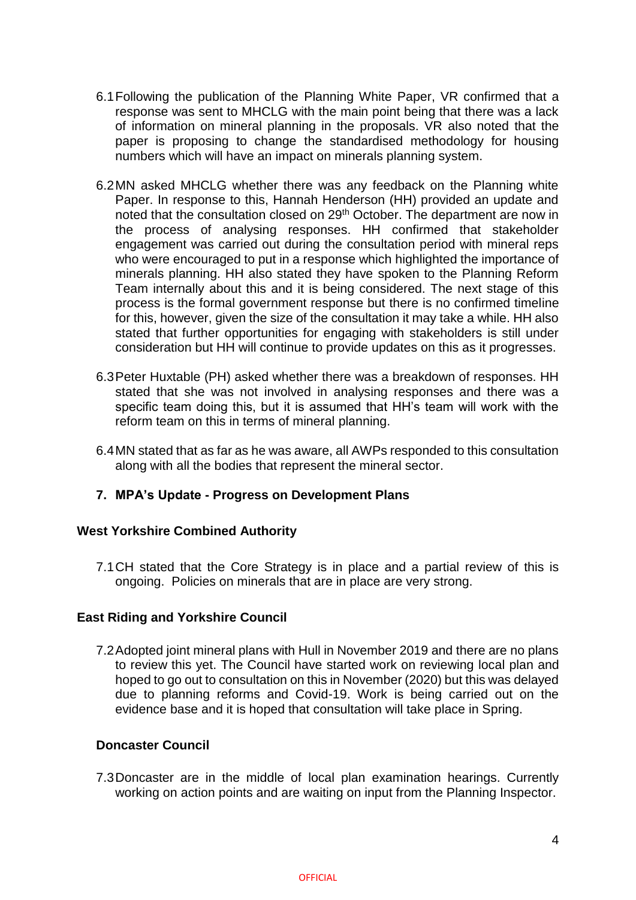6.1 Following the publication of the Planning White Paper, VR confirmed that a response was sent to MHCLG with the main point being that there was a lack of information on mineral planning in the proposals. VR also noted that the paper is proposing to change the standardised methodology for housing numbers which will have an impact on minerals planning system.

6.2 MN asked MHCLG whether there was any feedback on the Planning white Paper. In response to this, Hannah Henderson (HH) provided an update and noted that the consultation closed on 29th October. The department are now in the process of analysing responses. HH confirmed that stakeholder engagement was carried out during the consultation period with mineral reps who were encouraged to put in a response which highlighted the importance of minerals planning. HH also stated they have spoken to the Planning Reform Team internally about this and it is being considered. The next stage of this process is the formal government response but there is no confirmed timeline for this, however, given the size of the consultation it may take a while. HH also stated that further opportunities for engaging with stakeholders is still under consideration but HH will continue to provide updates on this as it progresses.

6.3 Peter Huxtable (PH) asked whether there was a breakdown of responses. HH stated that she was not involved in analysing responses and there was a specific team doing this, but it is assumed that HH's team will work with the reform team on this in terms of mineral planning.

6.4 MN stated that as far as he was aware, all AWPs responded to this consultation along with all the bodies that represent the mineral sector.

## 7. MPA's Update - Progress on Development Plans

### West Yorkshire Combined Authority

7.1 CH stated that the Core Strategy is in place and a partial review of this is ongoing. Policies on minerals that are in place are very strong.

### East Riding and Yorkshire Council

7.2 Adopted joint mineral plans with Hull in November 2019 and there are no plans to review this yet. The Council have started work on reviewing local plan and hoped to go out to consultation on this in November (2020) but this was delayed due to planning reforms and Covid-19. Work is being carried out on the evidence base and it is hoped that consultation will take place in Spring.

### Doncaster Council

7.3 Doncaster are in the middle of local plan examination hearings. Currently working on action points and are waiting on input from the Planning Inspector.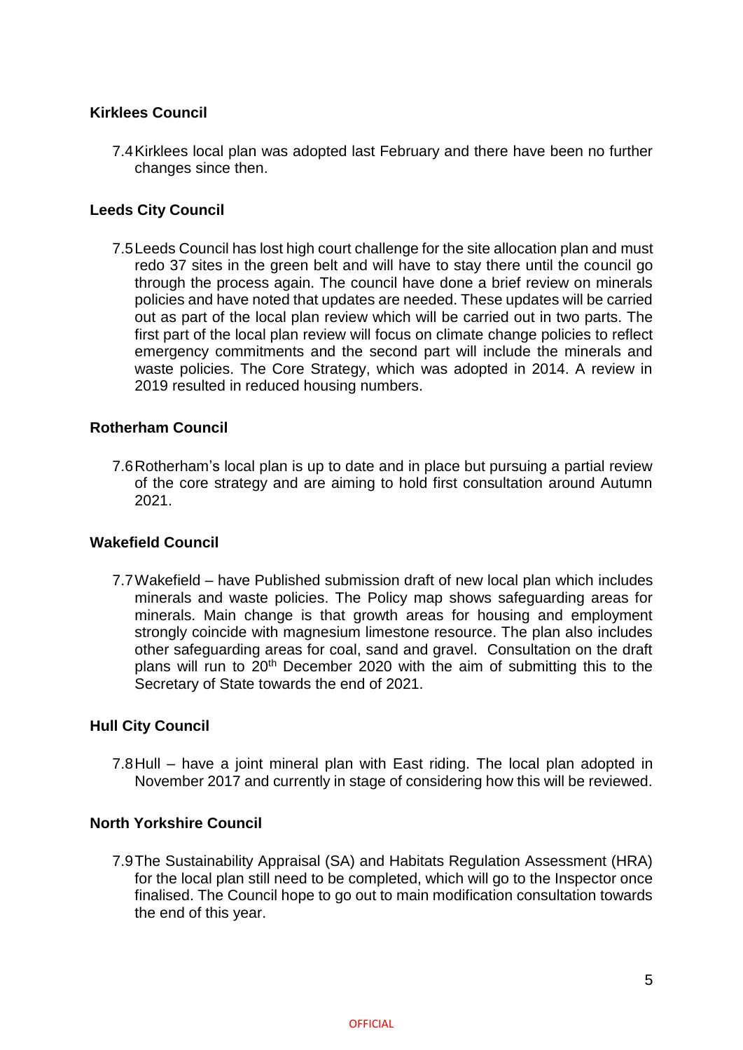**Kirklees Council**

7.4 Kirklees local plan was adopted last February and there have been no further changes since then.

**Leeds City Council**

7.5 Leeds Council has lost high court challenge for the site allocation plan and must redo 37 sites in the green belt and will have to stay there until the council go through the process again. The council have done a brief review on minerals policies and have noted that updates are needed. These updates will be carried out as part of the local plan review which will be carried out in two parts. The first part of the local plan review will focus on climate change policies to reflect emergency commitments and the second part will include the minerals and waste policies. The Core Strategy, which was adopted in 2014. A review in 2019 resulted in reduced housing numbers.

**Rotherham Council**

7.6 Rotherham's local plan is up to date and in place but pursuing a partial review of the core strategy and are aiming to hold first consultation around Autumn 2021.

**Wakefield Council**

7.7 Wakefield – have Published submission draft of new local plan which includes minerals and waste policies. The Policy map shows safeguarding areas for minerals. Main change is that growth areas for housing and employment strongly coincide with magnesium limestone resource. The plan also includes other safeguarding areas for coal, sand and gravel. Consultation on the draft plans will run to 20th December 2020 with the aim of submitting this to the Secretary of State towards the end of 2021.

**Hull City Council**

7.8 Hull – have a joint mineral plan with East riding. The local plan adopted in November 2017 and currently in stage of considering how this will be reviewed.

**North Yorkshire Council**

7.9 The Sustainability Appraisal (SA) and Habitats Regulation Assessment (HRA) for the local plan still need to be completed, which will go to the Inspector once finalised. The Council hope to go out to main modification consultation towards the end of this year.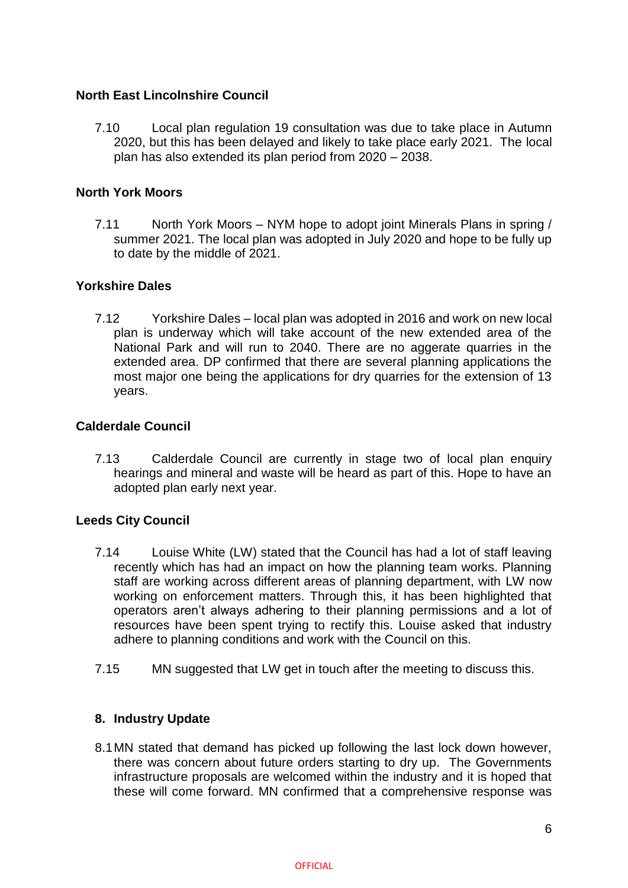### North East Lincolnshire Council

7.10 Local plan regulation 19 consultation was due to take place in Autumn 2020, but this has been delayed and likely to take place early 2021. The local plan has also extended its plan period from 2020 – 2038.

### North York Moors

7.11 North York Moors – NYM hope to adopt joint Minerals Plans in spring / summer 2021. The local plan was adopted in July 2020 and hope to be fully up to date by the middle of 2021.

### Yorkshire Dales

7.12 Yorkshire Dales – local plan was adopted in 2016 and work on new local plan is underway which will take account of the new extended area of the National Park and will run to 2040. There are no aggerate quarries in the extended area. DP confirmed that there are several planning applications the most major one being the applications for dry quarries for the extension of 13 years.

### Calderdale Council

7.13 Calderdale Council are currently in stage two of local plan enquiry hearings and mineral and waste will be heard as part of this. Hope to have an adopted plan early next year.

### Leeds City Council

7.14 Louise White (LW) stated that the Council has had a lot of staff leaving recently which has had an impact on how the planning team works. Planning staff are working across different areas of planning department, with LW now working on enforcement matters. Through this, it has been highlighted that operators aren't always adhering to their planning permissions and a lot of resources have been spent trying to rectify this. Louise asked that industry adhere to planning conditions and work with the Council on this.

7.15 MN suggested that LW get in touch after the meeting to discuss this.

## 8. Industry Update

8.1 MN stated that demand has picked up following the last lock down however, there was concern about future orders starting to dry up. The Governments infrastructure proposals are welcomed within the industry and it is hoped that these will come forward. MN confirmed that a comprehensive response was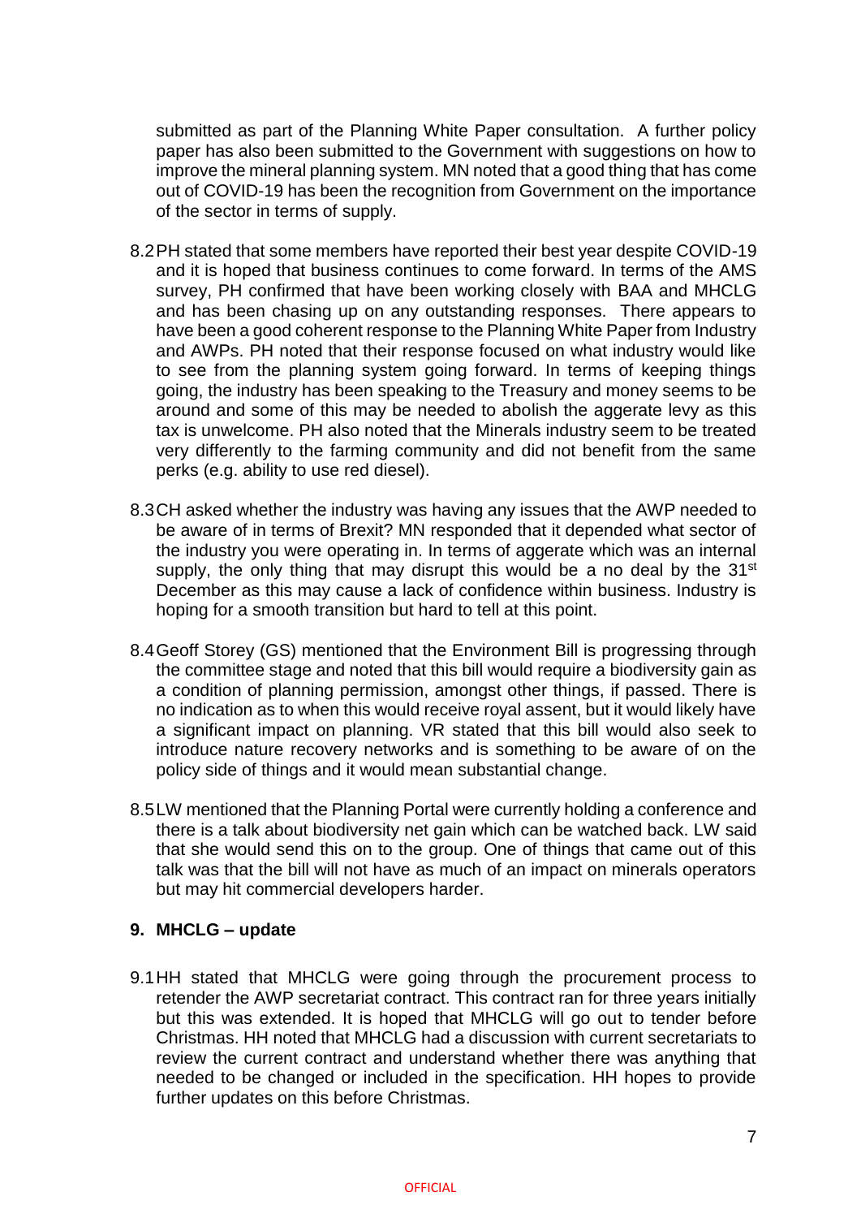submitted as part of the Planning White Paper consultation. A further policy paper has also been submitted to the Government with suggestions on how to improve the mineral planning system. MN noted that a good thing that has come out of COVID-19 has been the recognition from Government on the importance of the sector in terms of supply.

8.2 PH stated that some members have reported their best year despite COVID-19 and it is hoped that business continues to come forward. In terms of the AMS survey, PH confirmed that have been working closely with BAA and MHCLG and has been chasing up on any outstanding responses. There appears to have been a good coherent response to the Planning White Paper from Industry and AWPs. PH noted that their response focused on what industry would like to see from the planning system going forward. In terms of keeping things going, the industry has been speaking to the Treasury and money seems to be around and some of this may be needed to abolish the aggerate levy as this tax is unwelcome. PH also noted that the Minerals industry seem to be treated very differently to the farming community and did not benefit from the same perks (e.g. ability to use red diesel).

8.3 CH asked whether the industry was having any issues that the AWP needed to be aware of in terms of Brexit? MN responded that it depended what sector of the industry you were operating in. In terms of aggerate which was an internal supply, the only thing that may disrupt this would be a no deal by the 31st December as this may cause a lack of confidence within business. Industry is hoping for a smooth transition but hard to tell at this point.

8.4 Geoff Storey (GS) mentioned that the Environment Bill is progressing through the committee stage and noted that this bill would require a biodiversity gain as a condition of planning permission, amongst other things, if passed. There is no indication as to when this would receive royal assent, but it would likely have a significant impact on planning. VR stated that this bill would also seek to introduce nature recovery networks and is something to be aware of on the policy side of things and it would mean substantial change.

8.5 LW mentioned that the Planning Portal were currently holding a conference and there is a talk about biodiversity net gain which can be watched back. LW said that she would send this on to the group. One of things that came out of this talk was that the bill will not have as much of an impact on minerals operators but may hit commercial developers harder.

## 9. MHCLG – update

9.1 HH stated that MHCLG were going through the procurement process to retender the AWP secretariat contract. This contract ran for three years initially but this was extended. It is hoped that MHCLG will go out to tender before Christmas. HH noted that MHCLG had a discussion with current secretariats to review the current contract and understand whether there was anything that needed to be changed or included in the specification. HH hopes to provide further updates on this before Christmas.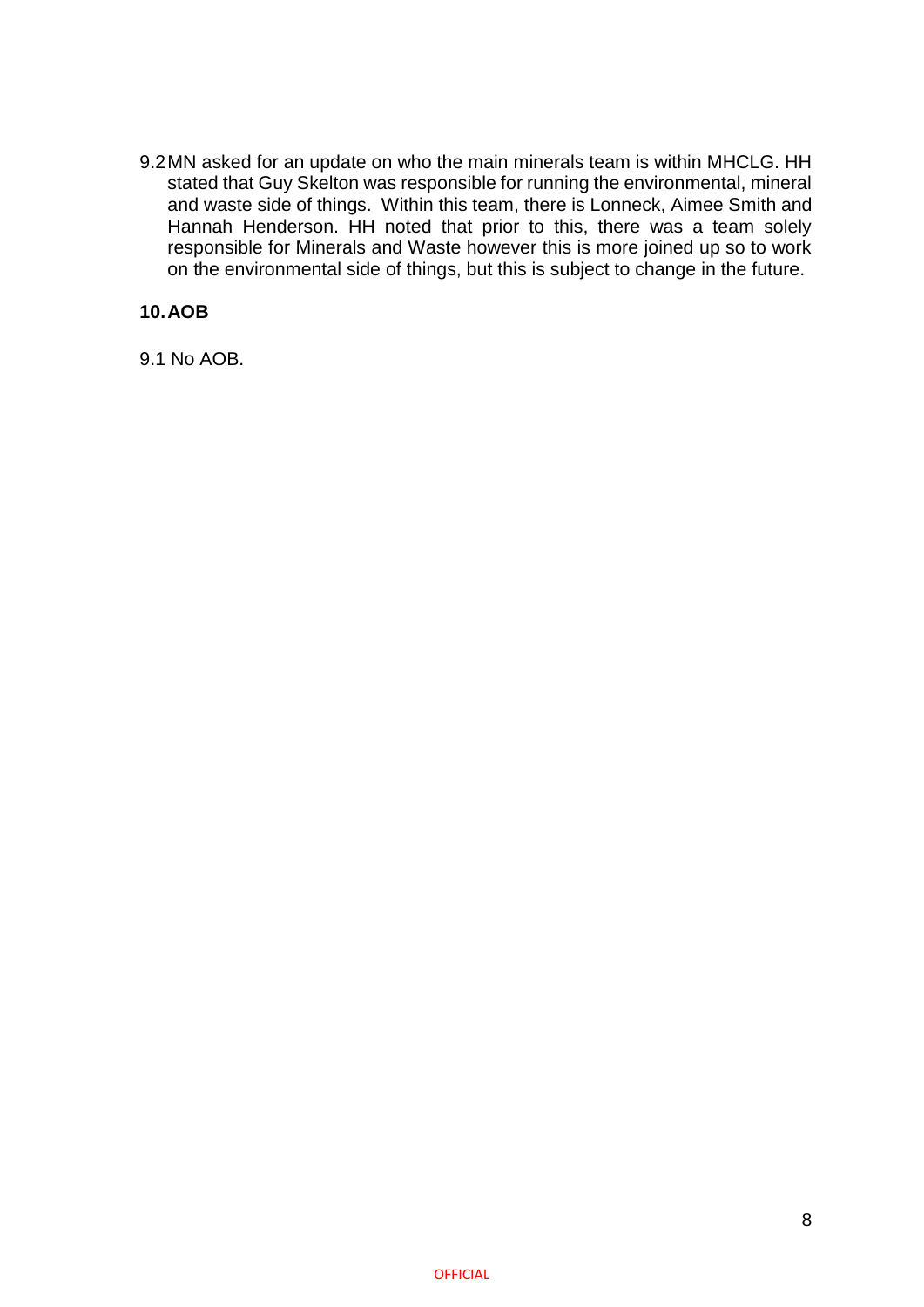9.2 MN asked for an update on who the main minerals team is within MHCLG. HH stated that Guy Skelton was responsible for running the environmental, mineral and waste side of things. Within this team, there is Lonneck, Aimee Smith and Hannah Henderson. HH noted that prior to this, there was a team solely responsible for Minerals and Waste however this is more joined up so to work on the environmental side of things, but this is subject to change in the future.

## 10. AOB

9.1 No AOB.

OFFICIAL